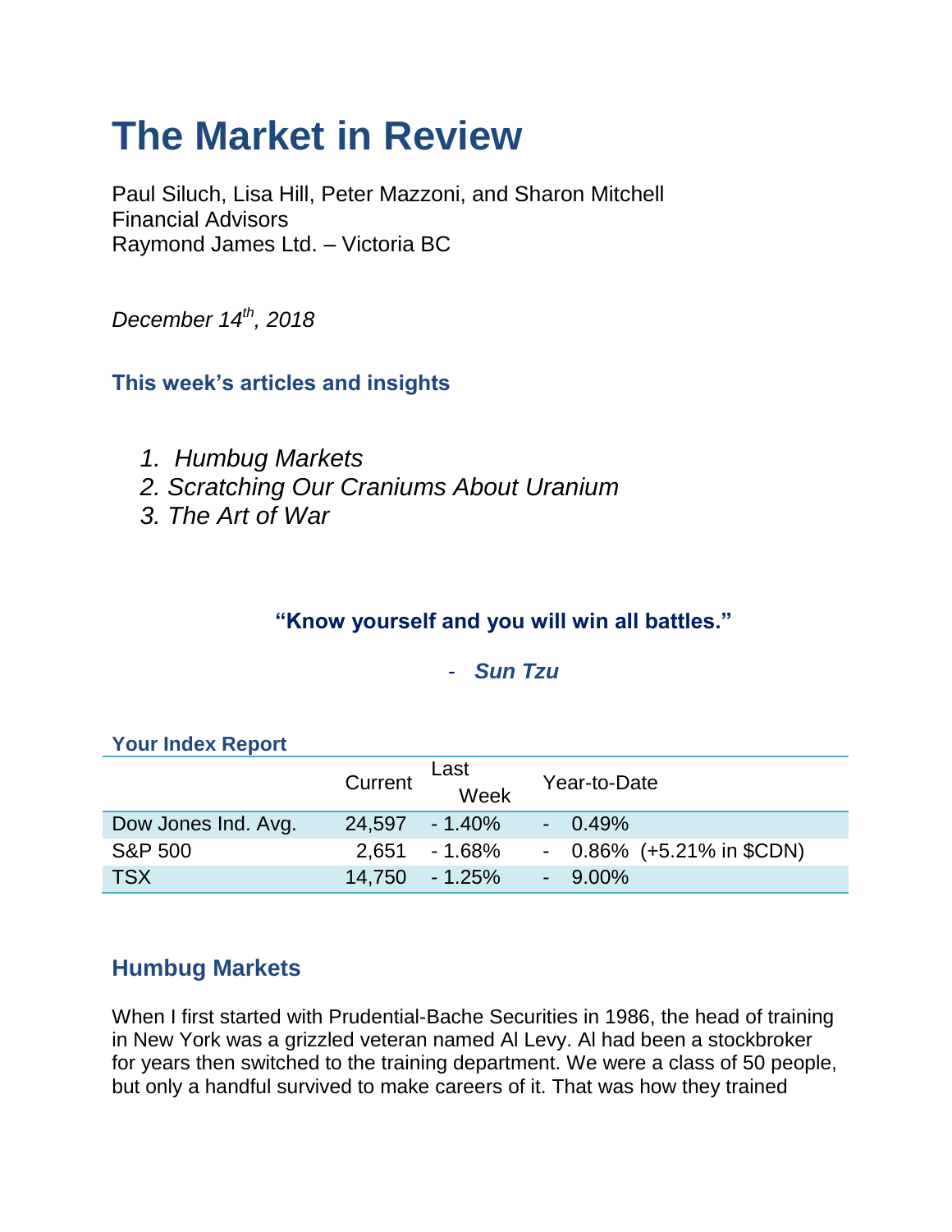# The Market in Review

Paul Siluch, Lisa Hill, Peter Mazzoni, and Sharon Mitchell
Financial Advisors
Raymond James Ltd. – Victoria BC

*December 14th, 2018*

### This week's articles and insights

1. *Humbug Markets*
2. *Scratching Our Craniums About Uranium*
3. *The Art of War*

**"Know yourself and you will win all battles."**

- ***Sun Tzu***

### Your Index Report

| | Current | Last Week | Year-to-Date |
|---|---|---|---|
| Dow Jones Ind. Avg. | 24,597 | - 1.40% | - 0.49% |
| S&P 500 | 2,651 | - 1.68% | - 0.86% (+5.21% in $CDN) |
| TSX | 14,750 | - 1.25% | - 9.00% |

## Humbug Markets

When I first started with Prudential-Bache Securities in 1986, the head of training in New York was a grizzled veteran named Al Levy. Al had been a stockbroker for years then switched to the training department. We were a class of 50 people, but only a handful survived to make careers of it. That was how they trained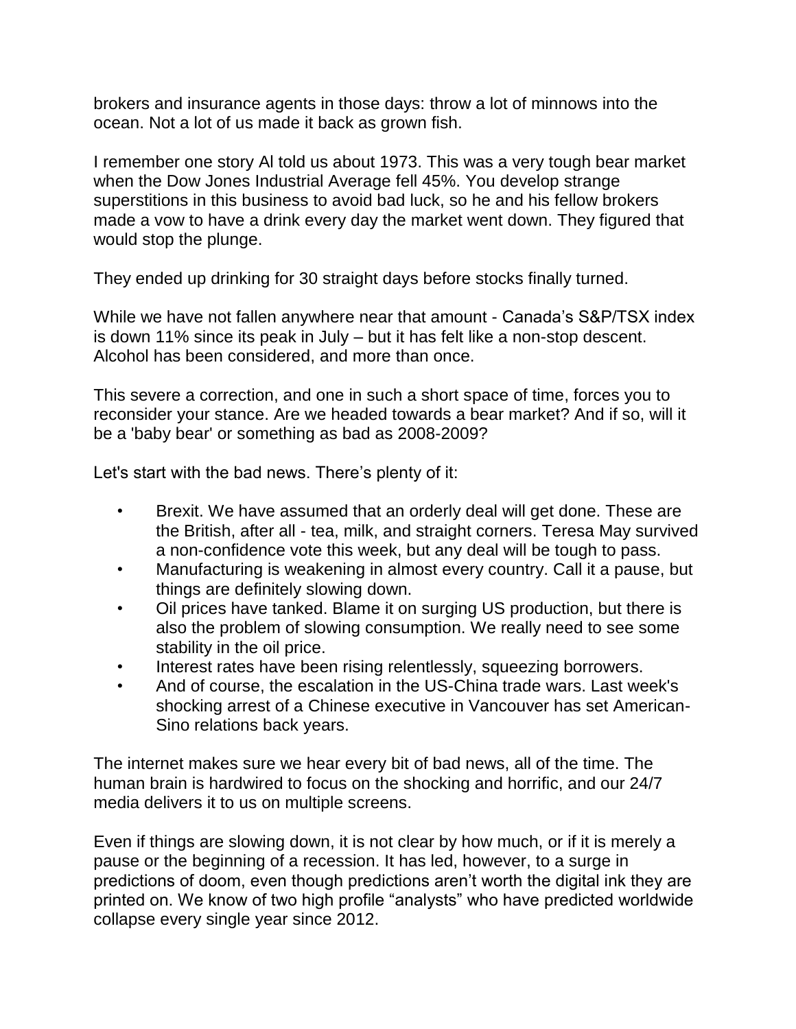brokers and insurance agents in those days: throw a lot of minnows into the ocean. Not a lot of us made it back as grown fish.

I remember one story Al told us about 1973. This was a very tough bear market when the Dow Jones Industrial Average fell 45%. You develop strange superstitions in this business to avoid bad luck, so he and his fellow brokers made a vow to have a drink every day the market went down. They figured that would stop the plunge.

They ended up drinking for 30 straight days before stocks finally turned.

While we have not fallen anywhere near that amount - Canada's S&P/TSX index is down 11% since its peak in July – but it has felt like a non-stop descent. Alcohol has been considered, and more than once.

This severe a correction, and one in such a short space of time, forces you to reconsider your stance. Are we headed towards a bear market? And if so, will it be a 'baby bear' or something as bad as 2008-2009?

Let's start with the bad news. There's plenty of it:

- Brexit. We have assumed that an orderly deal will get done. These are the British, after all - tea, milk, and straight corners. Teresa May survived a non-confidence vote this week, but any deal will be tough to pass.
- Manufacturing is weakening in almost every country. Call it a pause, but things are definitely slowing down.
- Oil prices have tanked. Blame it on surging US production, but there is also the problem of slowing consumption. We really need to see some stability in the oil price.
- Interest rates have been rising relentlessly, squeezing borrowers.
- And of course, the escalation in the US-China trade wars. Last week's shocking arrest of a Chinese executive in Vancouver has set American-Sino relations back years.

The internet makes sure we hear every bit of bad news, all of the time. The human brain is hardwired to focus on the shocking and horrific, and our 24/7 media delivers it to us on multiple screens.

Even if things are slowing down, it is not clear by how much, or if it is merely a pause or the beginning of a recession. It has led, however, to a surge in predictions of doom, even though predictions aren't worth the digital ink they are printed on. We know of two high profile "analysts" who have predicted worldwide collapse every single year since 2012.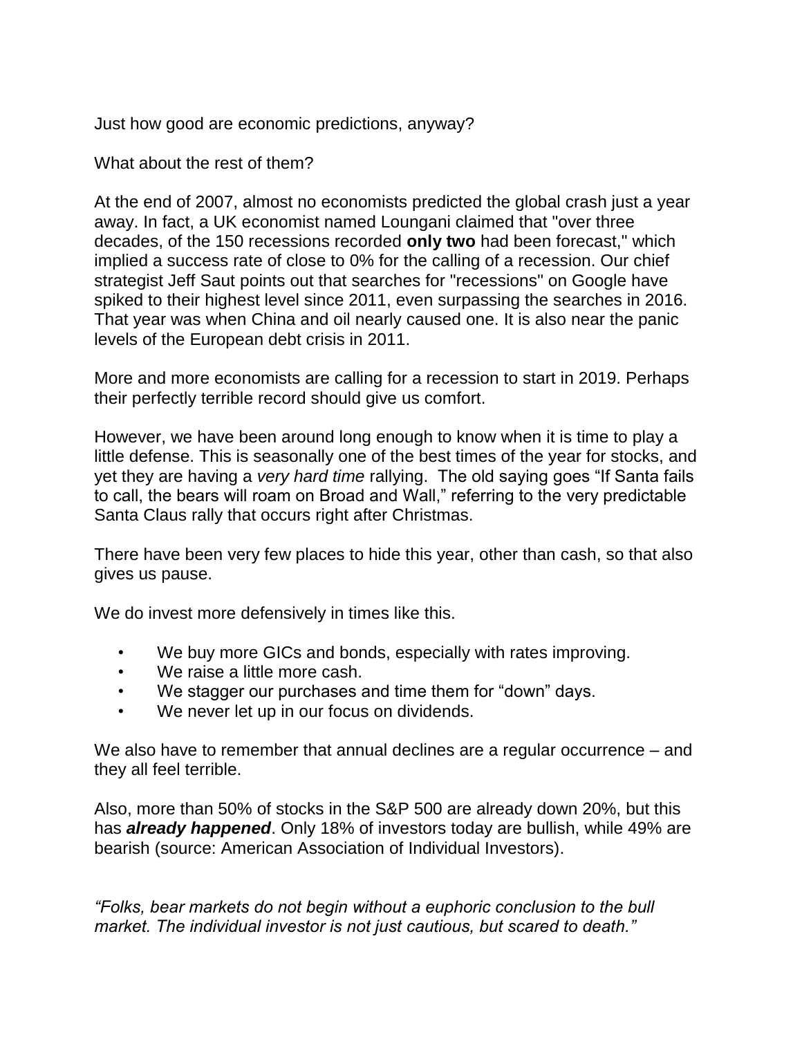Just how good are economic predictions, anyway?

What about the rest of them?

At the end of 2007, almost no economists predicted the global crash just a year away. In fact, a UK economist named Loungani claimed that "over three decades, of the 150 recessions recorded **only two** had been forecast," which implied a success rate of close to 0% for the calling of a recession. Our chief strategist Jeff Saut points out that searches for "recessions" on Google have spiked to their highest level since 2011, even surpassing the searches in 2016. That year was when China and oil nearly caused one. It is also near the panic levels of the European debt crisis in 2011.

More and more economists are calling for a recession to start in 2019. Perhaps their perfectly terrible record should give us comfort.

However, we have been around long enough to know when it is time to play a little defense. This is seasonally one of the best times of the year for stocks, and yet they are having a *very hard time* rallying. The old saying goes “If Santa fails to call, the bears will roam on Broad and Wall,” referring to the very predictable Santa Claus rally that occurs right after Christmas.

There have been very few places to hide this year, other than cash, so that also gives us pause.

We do invest more defensively in times like this.

- We buy more GICs and bonds, especially with rates improving.
- We raise a little more cash.
- We stagger our purchases and time them for “down” days.
- We never let up in our focus on dividends.

We also have to remember that annual declines are a regular occurrence – and they all feel terrible.

Also, more than 50% of stocks in the S&P 500 are already down 20%, but this has ***already happened***. Only 18% of investors today are bullish, while 49% are bearish (source: American Association of Individual Investors).

*“Folks, bear markets do not begin without a euphoric conclusion to the bull market. The individual investor is not just cautious, but scared to death.”*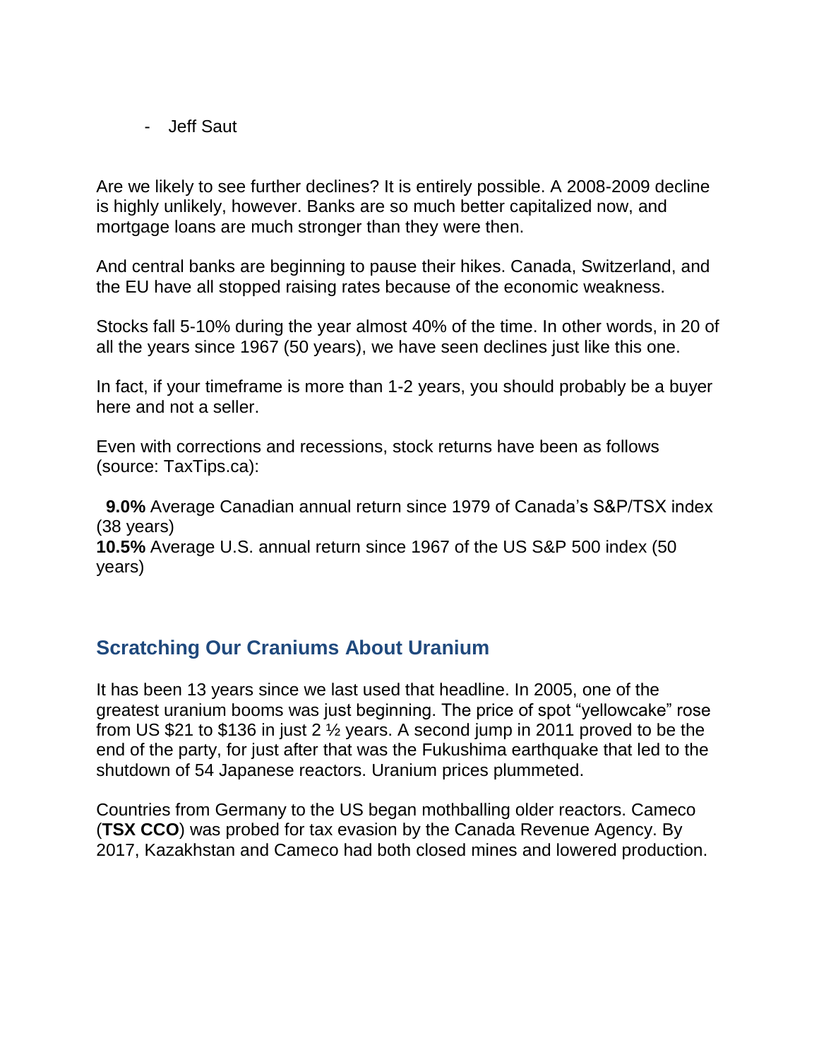- Jeff Saut

Are we likely to see further declines? It is entirely possible. A 2008-2009 decline is highly unlikely, however. Banks are so much better capitalized now, and mortgage loans are much stronger than they were then.

And central banks are beginning to pause their hikes. Canada, Switzerland, and the EU have all stopped raising rates because of the economic weakness.

Stocks fall 5-10% during the year almost 40% of the time. In other words, in 20 of all the years since 1967 (50 years), we have seen declines just like this one.

In fact, if your timeframe is more than 1-2 years, you should probably be a buyer here and not a seller.

Even with corrections and recessions, stock returns have been as follows (source: TaxTips.ca):

**9.0%** Average Canadian annual return since 1979 of Canada's S&P/TSX index (38 years)
**10.5%** Average U.S. annual return since 1967 of the US S&P 500 index (50 years)

## Scratching Our Craniums About Uranium

It has been 13 years since we last used that headline. In 2005, one of the greatest uranium booms was just beginning. The price of spot "yellowcake" rose from US $21 to $136 in just 2 ½ years. A second jump in 2011 proved to be the end of the party, for just after that was the Fukushima earthquake that led to the shutdown of 54 Japanese reactors. Uranium prices plummeted.

Countries from Germany to the US began mothballing older reactors. Cameco (**TSX CCO**) was probed for tax evasion by the Canada Revenue Agency. By 2017, Kazakhstan and Cameco had both closed mines and lowered production.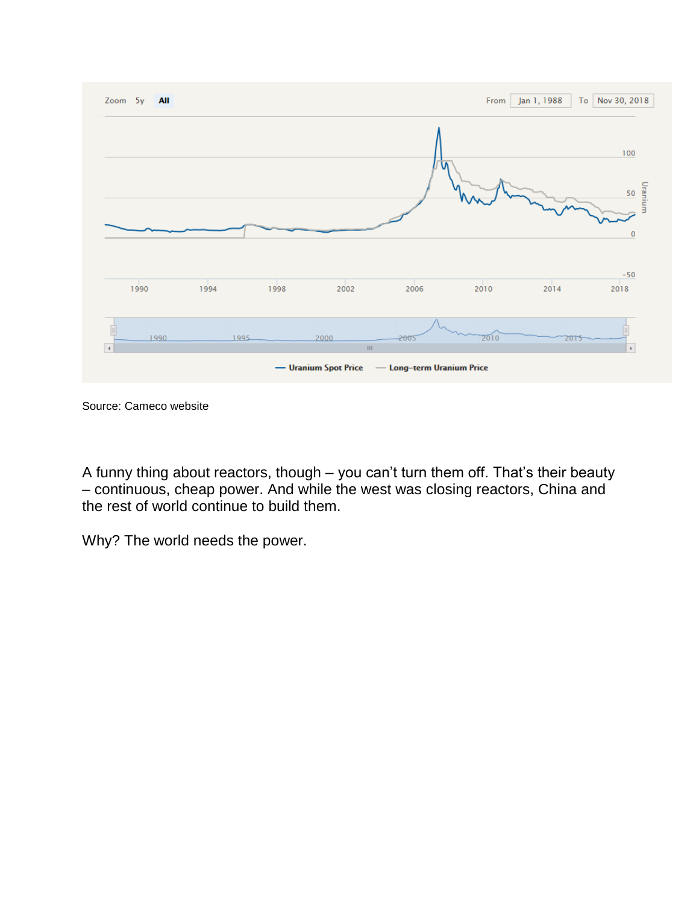Source: Cameco website

A funny thing about reactors, though – you can't turn them off. That's their beauty – continuous, cheap power. And while the west was closing reactors, China and the rest of world continue to build them.

Why? The world needs the power.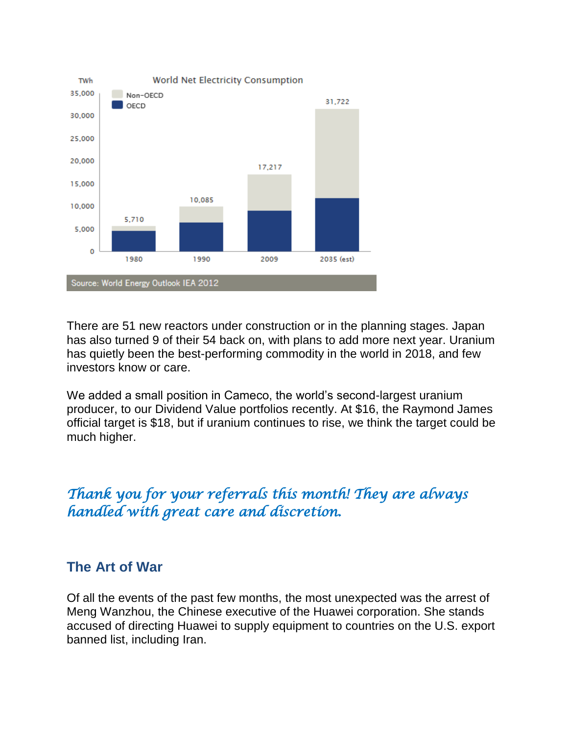World Net Electricity Consumption

| TWh | 1980 | 1990 | 2009 | 2035 (est) |
| --- | --- | --- | --- | --- |
| Total | 5,710 | 10,085 | 17,217 | 31,722 |

Source: World Energy Outlook IEA 2012

There are 51 new reactors under construction or in the planning stages. Japan has also turned 9 of their 54 back on, with plans to add more next year. Uranium has quietly been the best-performing commodity in the world in 2018, and few investors know or care.

We added a small position in Cameco, the world's second-largest uranium producer, to our Dividend Value portfolios recently. At $16, the Raymond James official target is $18, but if uranium continues to rise, we think the target could be much higher.

*Thank you for your referrals this month! They are always handled with great care and discretion.*

## The Art of War

Of all the events of the past few months, the most unexpected was the arrest of Meng Wanzhou, the Chinese executive of the Huawei corporation. She stands accused of directing Huawei to supply equipment to countries on the U.S. export banned list, including Iran.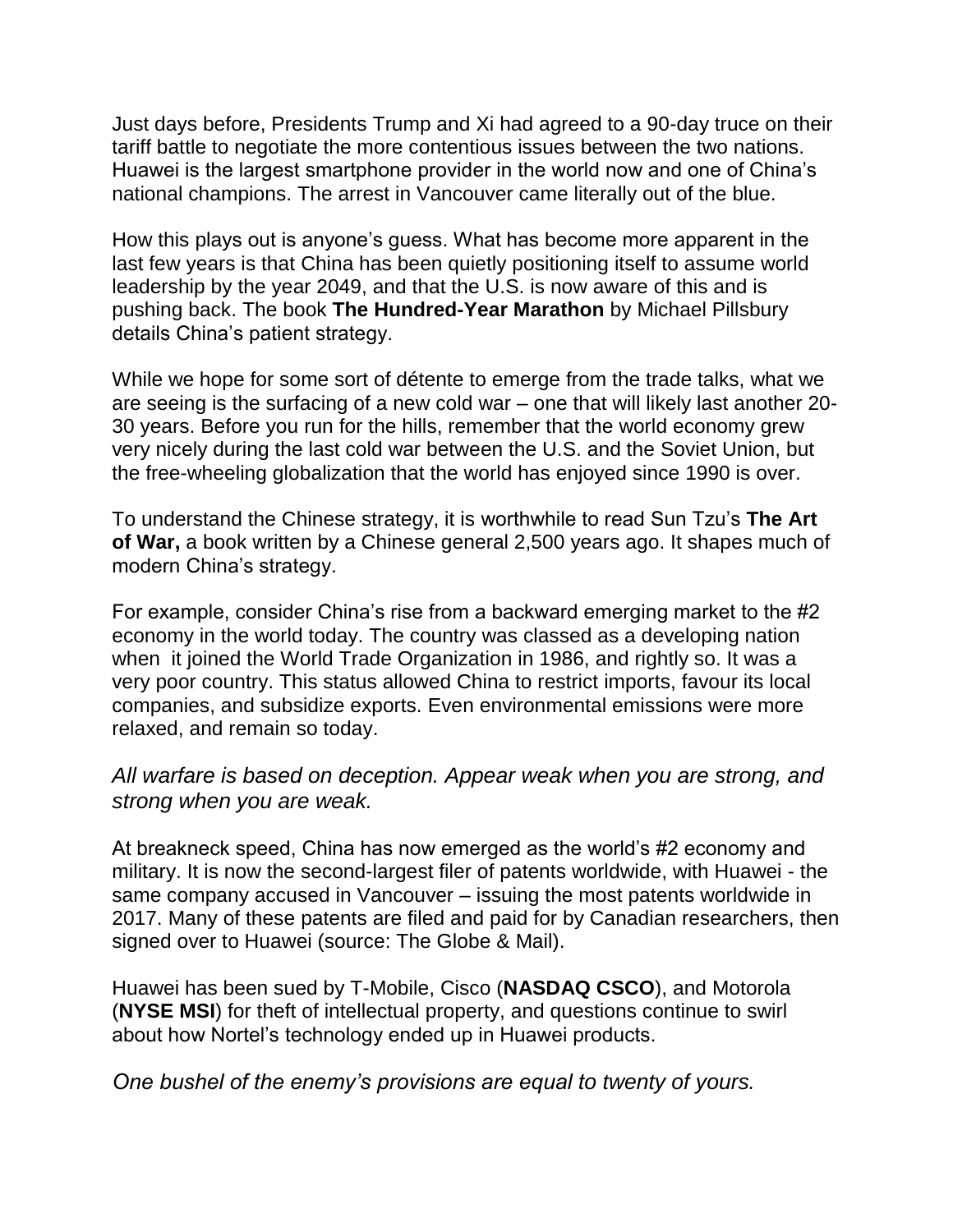Just days before, Presidents Trump and Xi had agreed to a 90-day truce on their tariff battle to negotiate the more contentious issues between the two nations. Huawei is the largest smartphone provider in the world now and one of China's national champions. The arrest in Vancouver came literally out of the blue.

How this plays out is anyone's guess. What has become more apparent in the last few years is that China has been quietly positioning itself to assume world leadership by the year 2049, and that the U.S. is now aware of this and is pushing back. The book **The Hundred-Year Marathon** by Michael Pillsbury details China's patient strategy.

While we hope for some sort of détente to emerge from the trade talks, what we are seeing is the surfacing of a new cold war – one that will likely last another 20-30 years. Before you run for the hills, remember that the world economy grew very nicely during the last cold war between the U.S. and the Soviet Union, but the free-wheeling globalization that the world has enjoyed since 1990 is over.

To understand the Chinese strategy, it is worthwhile to read Sun Tzu's **The Art of War,** a book written by a Chinese general 2,500 years ago. It shapes much of modern China's strategy.

For example, consider China's rise from a backward emerging market to the #2 economy in the world today. The country was classed as a developing nation when it joined the World Trade Organization in 1986, and rightly so. It was a very poor country. This status allowed China to restrict imports, favour its local companies, and subsidize exports. Even environmental emissions were more relaxed, and remain so today.

*All warfare is based on deception. Appear weak when you are strong, and strong when you are weak.*

At breakneck speed, China has now emerged as the world's #2 economy and military. It is now the second-largest filer of patents worldwide, with Huawei - the same company accused in Vancouver – issuing the most patents worldwide in 2017. Many of these patents are filed and paid for by Canadian researchers, then signed over to Huawei (source: The Globe & Mail).

Huawei has been sued by T-Mobile, Cisco (**NASDAQ CSCO**), and Motorola (**NYSE MSI**) for theft of intellectual property, and questions continue to swirl about how Nortel's technology ended up in Huawei products.

*One bushel of the enemy's provisions are equal to twenty of yours.*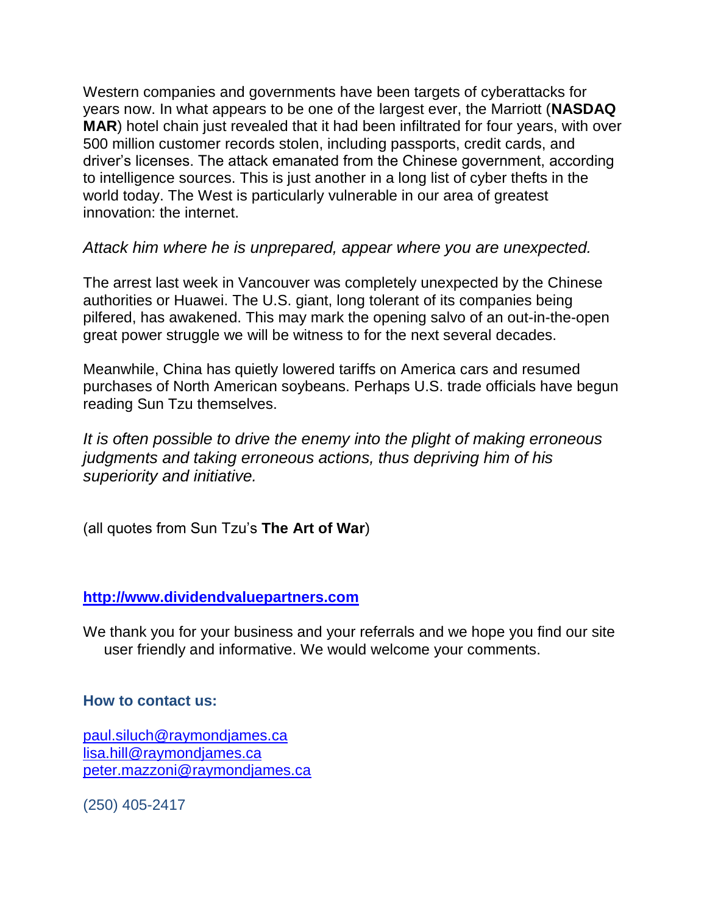Western companies and governments have been targets of cyberattacks for years now. In what appears to be one of the largest ever, the Marriott (**NASDAQ MAR**) hotel chain just revealed that it had been infiltrated for four years, with over 500 million customer records stolen, including passports, credit cards, and driver's licenses. The attack emanated from the Chinese government, according to intelligence sources. This is just another in a long list of cyber thefts in the world today. The West is particularly vulnerable in our area of greatest innovation: the internet.

*Attack him where he is unprepared, appear where you are unexpected.*

The arrest last week in Vancouver was completely unexpected by the Chinese authorities or Huawei. The U.S. giant, long tolerant of its companies being pilfered, has awakened. This may mark the opening salvo of an out-in-the-open great power struggle we will be witness to for the next several decades.

Meanwhile, China has quietly lowered tariffs on America cars and resumed purchases of North American soybeans. Perhaps U.S. trade officials have begun reading Sun Tzu themselves.

*It is often possible to drive the enemy into the plight of making erroneous judgments and taking erroneous actions, thus depriving him of his superiority and initiative.*

(all quotes from Sun Tzu's **The Art of War**)

**http://www.dividendvaluepartners.com**

We thank you for your business and your referrals and we hope you find our site user friendly and informative. We would welcome your comments.

**How to contact us:**

paul.siluch@raymondjames.ca
lisa.hill@raymondjames.ca
peter.mazzoni@raymondjames.ca

(250) 405-2417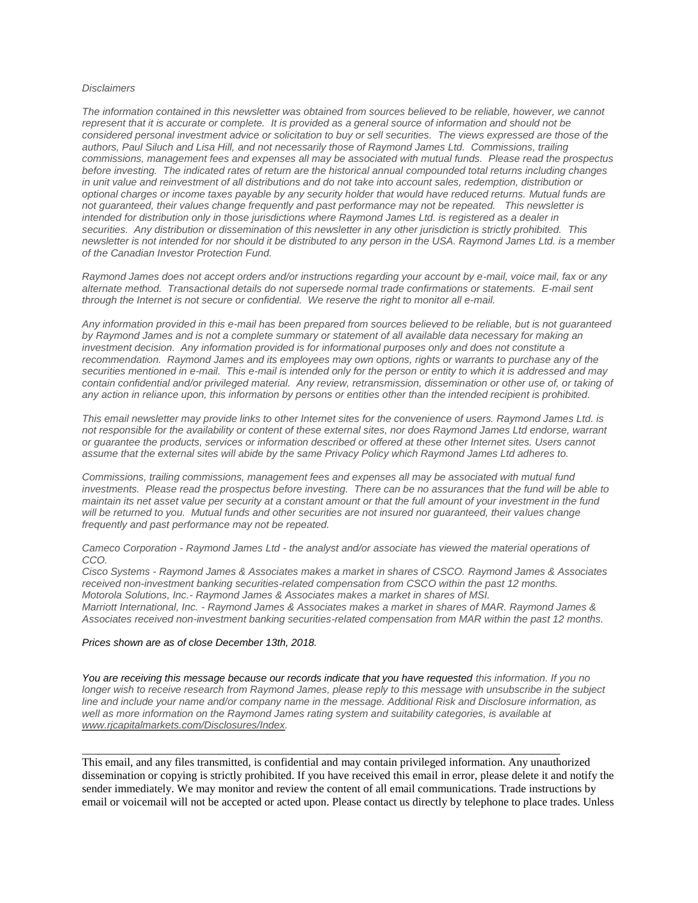*Disclaimers*

*The information contained in this newsletter was obtained from sources believed to be reliable, however, we cannot represent that it is accurate or complete. It is provided as a general source of information and should not be considered personal investment advice or solicitation to buy or sell securities. The views expressed are those of the authors, Paul Siluch and Lisa Hill, and not necessarily those of Raymond James Ltd. Commissions, trailing commissions, management fees and expenses all may be associated with mutual funds. Please read the prospectus before investing. The indicated rates of return are the historical annual compounded total returns including changes in unit value and reinvestment of all distributions and do not take into account sales, redemption, distribution or optional charges or income taxes payable by any security holder that would have reduced returns. Mutual funds are not guaranteed, their values change frequently and past performance may not be repeated. This newsletter is intended for distribution only in those jurisdictions where Raymond James Ltd. is registered as a dealer in securities. Any distribution or dissemination of this newsletter in any other jurisdiction is strictly prohibited. This newsletter is not intended for nor should it be distributed to any person in the USA. Raymond James Ltd. is a member of the Canadian Investor Protection Fund.*

*Raymond James does not accept orders and/or instructions regarding your account by e-mail, voice mail, fax or any alternate method. Transactional details do not supersede normal trade confirmations or statements. E-mail sent through the Internet is not secure or confidential. We reserve the right to monitor all e-mail.*

*Any information provided in this e-mail has been prepared from sources believed to be reliable, but is not guaranteed by Raymond James and is not a complete summary or statement of all available data necessary for making an investment decision. Any information provided is for informational purposes only and does not constitute a recommendation. Raymond James and its employees may own options, rights or warrants to purchase any of the securities mentioned in e-mail. This e-mail is intended only for the person or entity to which it is addressed and may contain confidential and/or privileged material. Any review, retransmission, dissemination or other use of, or taking of any action in reliance upon, this information by persons or entities other than the intended recipient is prohibited.*

*This email newsletter may provide links to other Internet sites for the convenience of users. Raymond James Ltd. is not responsible for the availability or content of these external sites, nor does Raymond James Ltd endorse, warrant or guarantee the products, services or information described or offered at these other Internet sites. Users cannot assume that the external sites will abide by the same Privacy Policy which Raymond James Ltd adheres to.*

*Commissions, trailing commissions, management fees and expenses all may be associated with mutual fund investments. Please read the prospectus before investing. There can be no assurances that the fund will be able to maintain its net asset value per security at a constant amount or that the full amount of your investment in the fund will be returned to you. Mutual funds and other securities are not insured nor guaranteed, their values change frequently and past performance may not be repeated.*

*Cameco Corporation - Raymond James Ltd - the analyst and/or associate has viewed the material operations of CCO.*
*Cisco Systems - Raymond James & Associates makes a market in shares of CSCO. Raymond James & Associates received non-investment banking securities-related compensation from CSCO within the past 12 months.*
*Motorola Solutions, Inc.- Raymond James & Associates makes a market in shares of MSI.*
*Marriott International, Inc. - Raymond James & Associates makes a market in shares of MAR. Raymond James & Associates received non-investment banking securities-related compensation from MAR within the past 12 months.*

*Prices shown are as of close December 13th, 2018.*

*You are receiving this message because our records indicate that you have requested this information. If you no longer wish to receive research from Raymond James, please reply to this message with unsubscribe in the subject line and include your name and/or company name in the message. Additional Risk and Disclosure information, as well as more information on the Raymond James rating system and suitability categories, is available at [www.rjcapitalmarkets.com/Disclosures/Index](http://www.rjcapitalmarkets.com/Disclosures/Index).*

---

This email, and any files transmitted, is confidential and may contain privileged information. Any unauthorized dissemination or copying is strictly prohibited. If you have received this email in error, please delete it and notify the sender immediately. We may monitor and review the content of all email communications. Trade instructions by email or voicemail will not be accepted or acted upon. Please contact us directly by telephone to place trades. Unless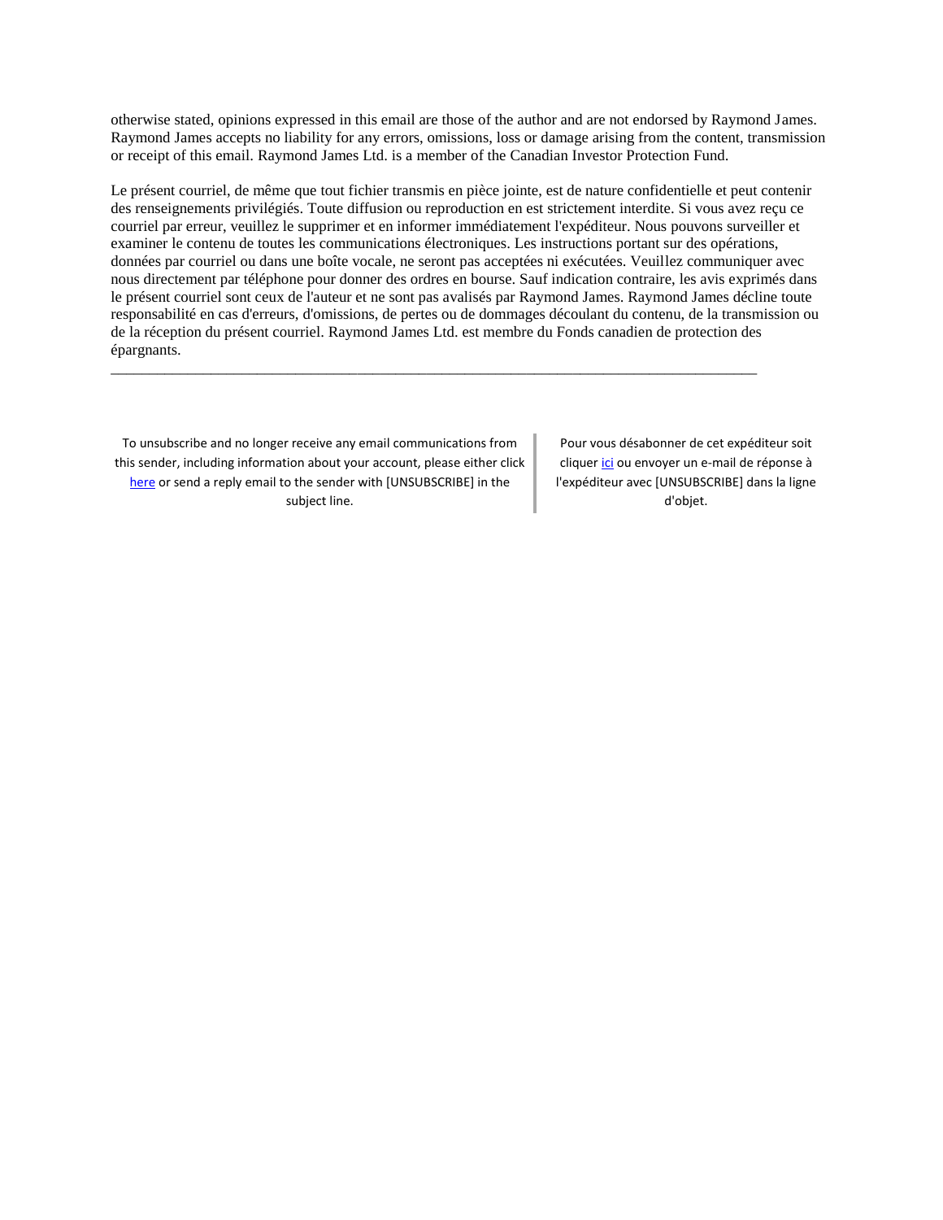otherwise stated, opinions expressed in this email are those of the author and are not endorsed by Raymond James. Raymond James accepts no liability for any errors, omissions, loss or damage arising from the content, transmission or receipt of this email. Raymond James Ltd. is a member of the Canadian Investor Protection Fund.

Le présent courriel, de même que tout fichier transmis en pièce jointe, est de nature confidentielle et peut contenir des renseignements privilégiés. Toute diffusion ou reproduction en est strictement interdite. Si vous avez reçu ce courriel par erreur, veuillez le supprimer et en informer immédiatement l'expéditeur. Nous pouvons surveiller et examiner le contenu de toutes les communications électroniques. Les instructions portant sur des opérations, données par courriel ou dans une boîte vocale, ne seront pas acceptées ni exécutées. Veuillez communiquer avec nous directement par téléphone pour donner des ordres en bourse. Sauf indication contraire, les avis exprimés dans le présent courriel sont ceux de l'auteur et ne sont pas avalisés par Raymond James. Raymond James décline toute responsabilité en cas d'erreurs, d'omissions, de pertes ou de dommages découlant du contenu, de la transmission ou de la réception du présent courriel. Raymond James Ltd. est membre du Fonds canadien de protection des épargnants.

---

To unsubscribe and no longer receive any email communications from this sender, including information about your account, please either click here or send a reply email to the sender with [UNSUBSCRIBE] in the subject line.

Pour vous désabonner de cet expéditeur soit cliquer ici ou envoyer un e-mail de réponse à l'expéditeur avec [UNSUBSCRIBE] dans la ligne d'objet.